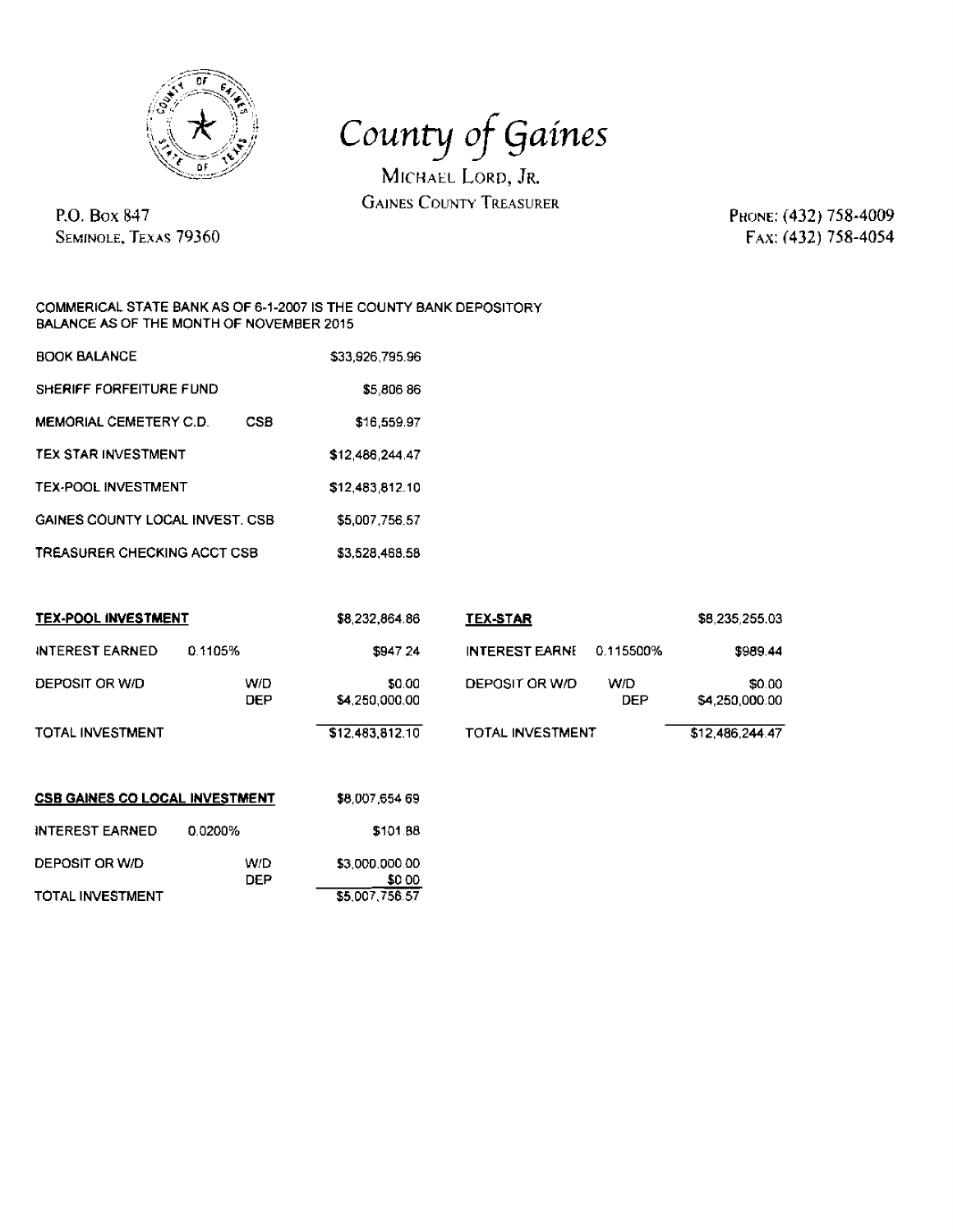# County of Gaines

MICHAEL LORD, JR.
GAINES COUNTY TREASURER

P.O. BOX 847
SEMINOLE, TEXAS 79360

PHONE: (432) 758-4009
FAX: (432) 758-4054

COMMERICAL STATE BANK AS OF 6-1-2007 IS THE COUNTY BANK DEPOSITORY
BALANCE AS OF THE MONTH OF NOVEMBER 2015

| | | |
|---|---|---|
| BOOK BALANCE | | $33,926,795.96 |
| SHERIFF FORFEITURE FUND | | $5,806 86 |
| MEMORIAL CEMETERY C.D. | CSB | $16,559.97 |
| TEX STAR INVESTMENT | | $12,486,244.47 |
| TEX-POOL INVESTMENT | | $12,483,812.10 |
| GAINES COUNTY LOCAL INVEST. CSB | | $5,007,756.57 |
| TREASURER CHECKING ACCT CSB | | $3,528,468.58 |

| **TEX-POOL INVESTMENT** | | | $8,232,864.86 |
|---|---|---|---|
| INTEREST EARNED | 0.1105% | | $947 24 |
| DEPOSIT OR W/D | | W/D | $0.00 |
| | | DEP | $4,250,000.00 |
| TOTAL INVESTMENT | | | $12,483,812.10 |

| **TEX-STAR** | | | $8,235,255.03 |
|---|---|---|---|
| INTEREST EARNE | 0.115500% | | $989.44 |
| DEPOSIT OR W/D | | W/D | $0.00 |
| | | DEP | $4,250,000.00 |
| TOTAL INVESTMENT | | | $12,486,244.47 |

| **CSB GAINES CO LOCAL INVESTMENT** | | | $8,007,654 69 |
|---|---|---|---|
| INTEREST EARNED | 0.0200% | | $101.88 |
| DEPOSIT OR W/D | | W/D | $3,000,000.00 |
| | | DEP | $0 00 |
| TOTAL INVESTMENT | | | $5,007,756.57 |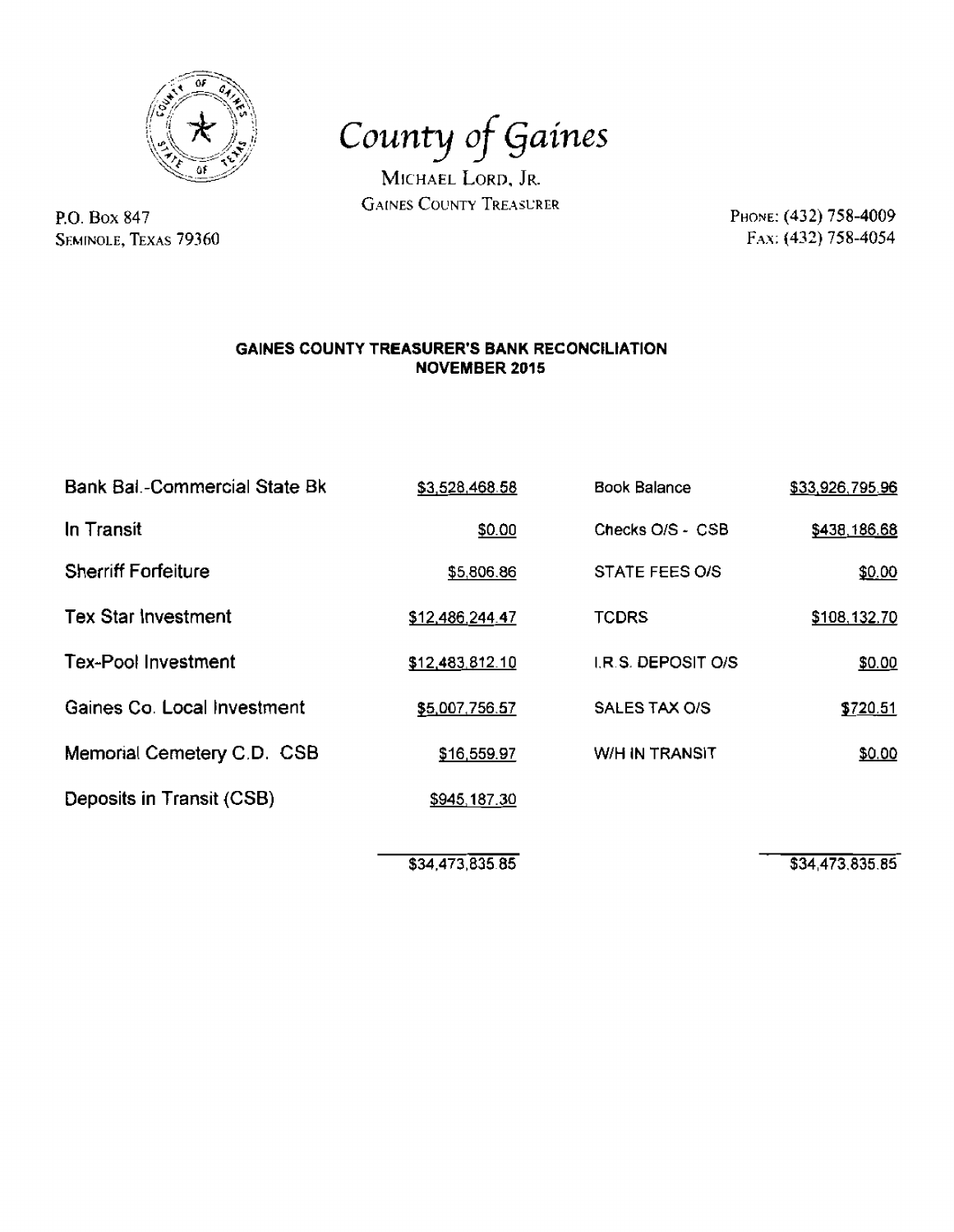# County of Gaines

MICHAEL LORD, JR.
GAINES COUNTY TREASURER

P.O. BOX 847
SEMINOLE, TEXAS 79360

PHONE: (432) 758-4009
FAX: (432) 758-4054

## GAINES COUNTY TREASURER'S BANK RECONCILIATION
## NOVEMBER 2015

| | | | |
|---|---|---|---|
| Bank Bal.-Commercial State Bk | $3,528,468.58 | Book Balance | $33,926,795.96 |
| In Transit | $0.00 | Checks O/S - CSB | $438,186.68 |
| Sherriff Forfeiture | $5,806.86 | STATE FEES O/S | $0.00 |
| Tex Star Investment | $12,486,244.47 | TCDRS | $108,132.70 |
| Tex-Pool Investment | $12,483,812.10 | I.R.S. DEPOSIT O/S | $0.00 |
| Gaines Co. Local Investment | $5,007,756.57 | SALES TAX O/S | $720.51 |
| Memorial Cemetery C.D. CSB | $16,559.97 | W/H IN TRANSIT | $0.00 |
| Deposits in Transit (CSB) | $945,187.30 | | |
| | $34,473,835.85 | | $34,473,835.85 |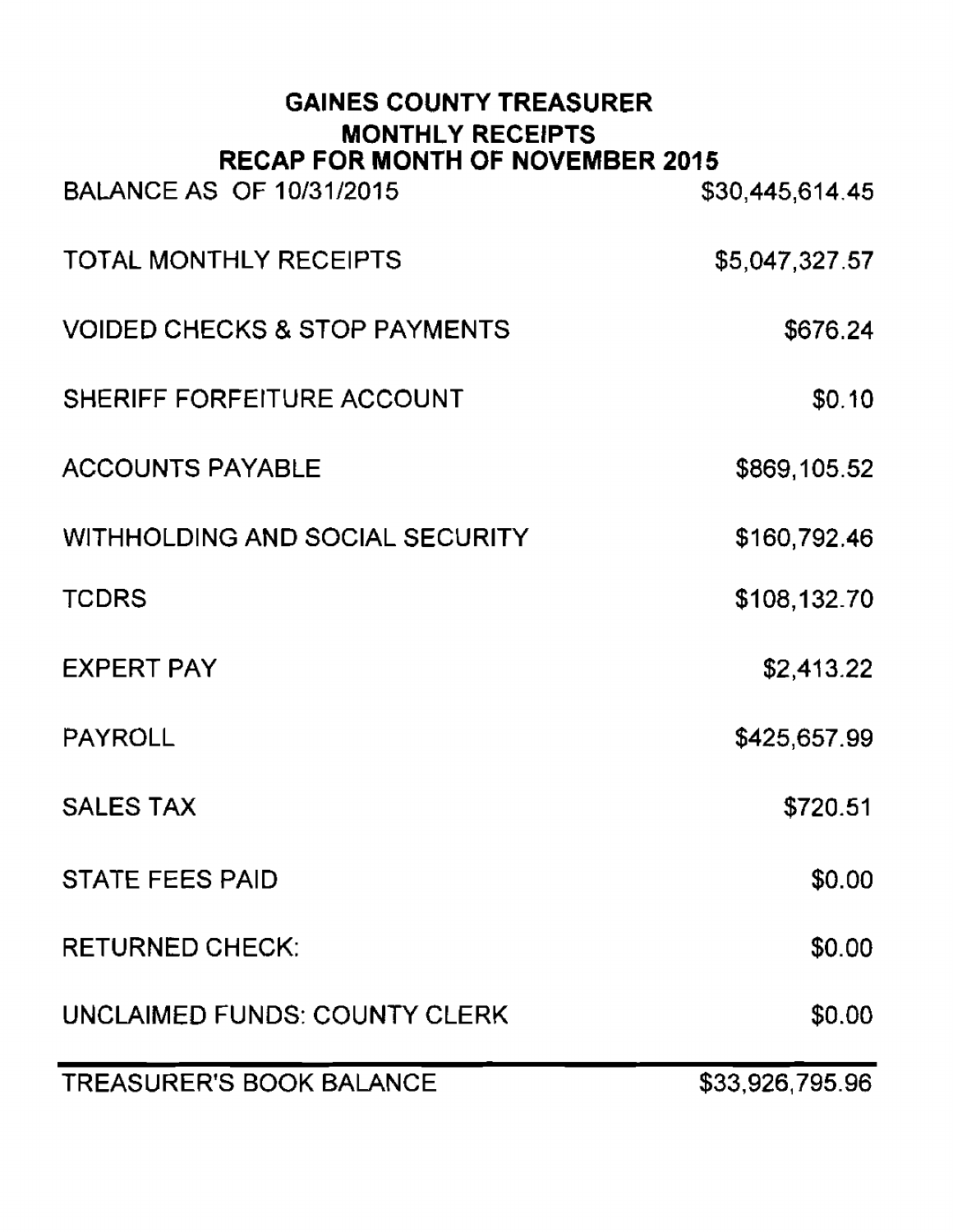# GAINES COUNTY TREASURER
## MONTHLY RECEIPTS
## RECAP FOR MONTH OF NOVEMBER 2015

| | |
|---|---|
| BALANCE AS OF 10/31/2015 | $30,445,614.45 |
| TOTAL MONTHLY RECEIPTS | $5,047,327.57 |
| VOIDED CHECKS & STOP PAYMENTS | $676.24 |
| SHERIFF FORFEITURE ACCOUNT | $0.10 |
| ACCOUNTS PAYABLE | $869,105.52 |
| WITHHOLDING AND SOCIAL SECURITY | $160,792.46 |
| TCDRS | $108,132.70 |
| EXPERT PAY | $2,413.22 |
| PAYROLL | $425,657.99 |
| SALES TAX | $720.51 |
| STATE FEES PAID | $0.00 |
| RETURNED CHECK: | $0.00 |
| UNCLAIMED FUNDS: COUNTY CLERK | $0.00 |
| TREASURER'S BOOK BALANCE | $33,926,795.96 |